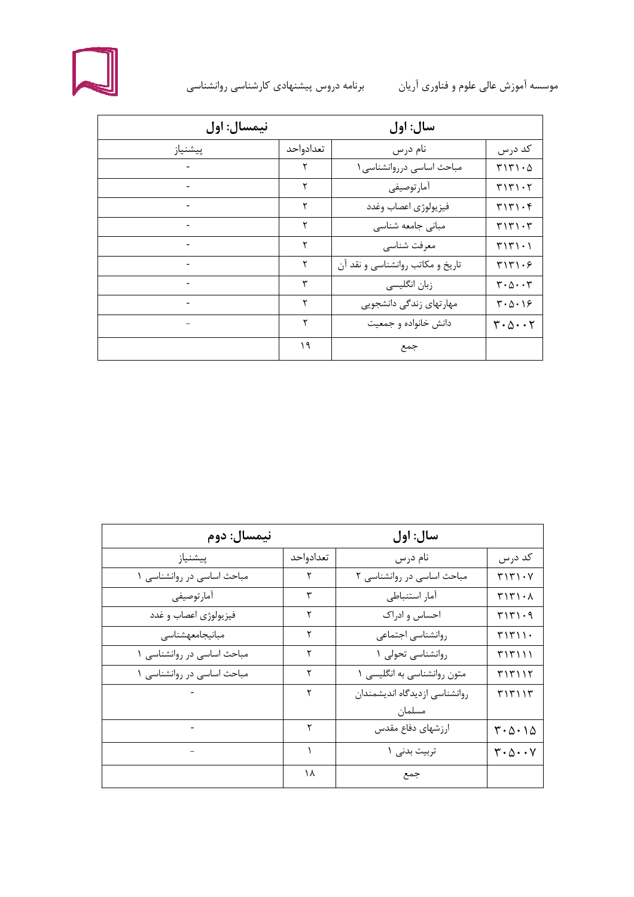موسسه آموزش عالی علوم و فناوری آریان — برنامه دروس پیشنهادی کارشناسی روانشناسی

| سال: اول | | نیمسال: اول | |
|---|---|---|---|
| کد درس | نام درس | تعدادواحد | پیشنیاز |
| ۳۱۳۱۰۵ | مباحث اساسی درروانشناسی۱ | ۲ | - |
| ۳۱۳۱۰۲ | آمارتوصیفی | ۲ | - |
| ۳۱۳۱۰۴ | فیزیولوژی اعصاب وغدد | ۲ | - |
| ۳۱۳۱۰۳ | مبانی جامعه شناسی | ۲ | - |
| ۳۱۳۱۰۱ | معرفت شناسی | ۲ | - |
| ۳۱۳۱۰۶ | تاریخ و مکاتب روانشناسی و نقد آن | ۲ | - |
| ۳۰۵۰۰۳ | زبان انگلیسی | ۳ | - |
| ۳۰۵۰۱۶ | مهارتهای زندگی دانشجویی | ۲ | - |
| ۳۰۵۰۰۲ | دانش خانواده و جمعیت | ۲ | - |
| | جمع | ۱۹ | |

| سال: اول | | نیمسال: دوم | |
|---|---|---|---|
| کد درس | نام درس | تعدادواحد | پیشنیاز |
| ۳۱۳۱۰۷ | مباحث اساسی در روانشناسی ۲ | ۲ | مباحث اساسی در روانشناسی ۱ |
| ۳۱۳۱۰۸ | آمار استنباطی | ۳ | آمارتوصیفی |
| ۳۱۳۱۰۹ | احساس و ادراک | ۲ | فیزیولوژی اعصاب و غدد |
| ۳۱۳۱۱۰ | روانشناسی اجتماعی | ۲ | مبانیجامعهشناسی |
| ۳۱۳۱۱۱ | روانشناسی تحولی ۱ | ۲ | مباحث اساسی در روانشناسی ۱ |
| ۳۱۳۱۱۲ | متون روانشناسی به انگلیسی ۱ | ۲ | مباحث اساسی در روانشناسی ۱ |
| ۳۱۳۱۱۳ | روانشناسی ازدیدگاه اندیشمندان مسلمان | ۲ | - |
| ۳۰۵۰۱۵ | ارزشهای دفاع مقدس | ۲ | - |
| ۳۰۵۰۰۷ | تربیت بدنی ۱ | ۱ | - |
| | جمع | ۱۸ | |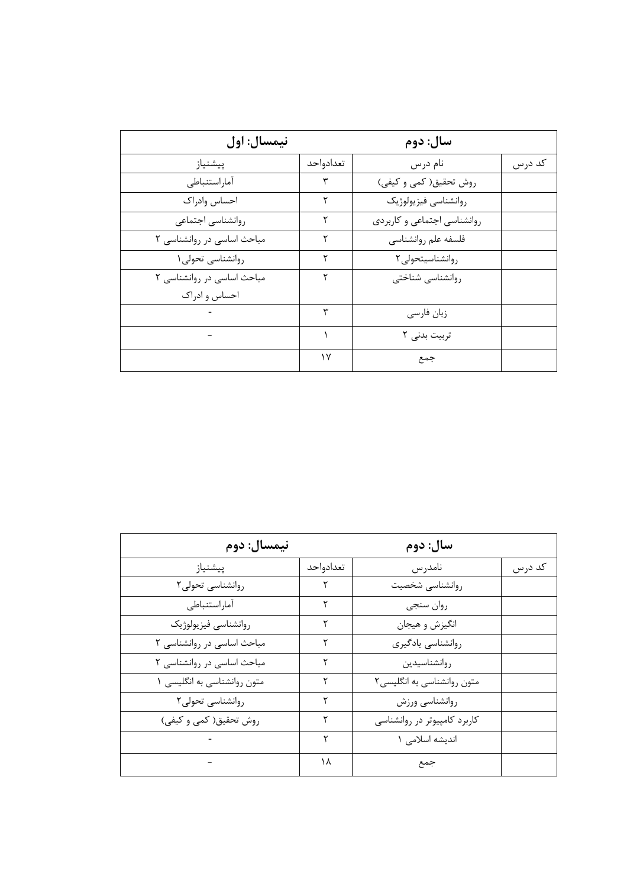| کد درس | نام درس | تعدادواحد | پیشنیاز |
| --- | --- | --- | --- |
| **سال: دوم** | | | **نیمسال: اول** |
| | روش تحقیق( کمی و کیفی) | ۳ | آماراستنباطی |
| | روانشناسی فیزیولوژیک | ۲ | احساس وادراک |
| | روانشناسی اجتماعی و کاربردی | ۲ | روانشناسی اجتماعی |
| | فلسفه علم روانشناسی | ۲ | مباحث اساسی در روانشناسی ۲ |
| | روانشناسیتحولی۲ | ۲ | روانشناسی تحولی۱ |
| | روانشناسی شناختی | ۲ | مباحث اساسی در روانشناسی ۲ احساس و ادراک |
| | زبان فارسی | ۳ | - |
| | تربیت بدنی ۲ | ۱ | - |
| | جمع | ۱۷ | |

| کد درس | نامدرس | تعدادواحد | پیشنیاز |
| --- | --- | --- | --- |
| **سال: دوم** | | | **نیمسال: دوم** |
| | روانشناسی شخصیت | ۲ | روانشناسی تحولی۲ |
| | روان سنجی | ۲ | آماراستنباطی |
| | انگیزش و هیجان | ۲ | روانشناسی فیزیولوژیک |
| | روانشناسی یادگیری | ۲ | مباحث اساسی در روانشناسی ۲ |
| | روانشناسیدین | ۲ | مباحث اساسی در روانشناسی ۲ |
| | متون روانشناسی به انگلیسی۲ | ۲ | متون روانشناسی به انگلیسی ۱ |
| | روانشناسی ورزش | ۲ | روانشناسی تحولی۲ |
| | کاربرد کامپیوتر در روانشناسی | ۲ | روش تحقیق( کمی و کیفی) |
| | اندیشه اسلامی ۱ | ۲ | - |
| | جمع | ۱۸ | - |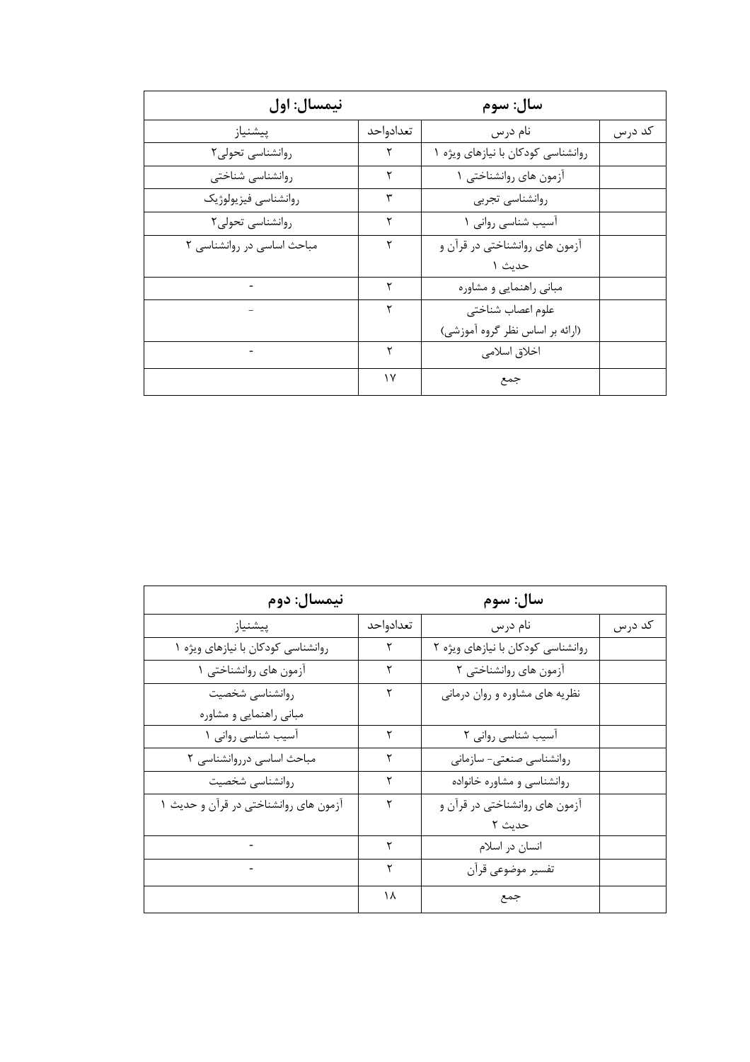| سال: سوم | | نیمسال: اول | |
|---|---|---|---|
| کد درس | نام درس | تعدادواحد | پیشنیاز |
| | روانشناسی کودکان با نیازهای ویژه ۱ | ۲ | روانشناسی تحولی۲ |
| | آزمون های روانشناختی ۱ | ۲ | روانشناسی شناختی |
| | روانشناسی تجربی | ۳ | روانشناسی فیزیولوژیک |
| | آسیب شناسی روانی ۱ | ۲ | روانشناسی تحولی۲ |
| | آزمون های روانشناختی در قرآن و حدیث ۱ | ۲ | مباحث اساسی در روانشناسی ۲ |
| | مبانی راهنمایی و مشاوره | ۲ | - |
| | علوم اعصاب شناختی (ارائه بر اساس نظر گروه آموزشی) | ۲ | - |
| | اخلاق اسلامی | ۲ | - |
| | جمع | ۱۷ | |

| سال: سوم | | نیمسال: دوم | |
|---|---|---|---|
| کد درس | نام درس | تعدادواحد | پیشنیاز |
| | روانشناسی کودکان با نیازهای ویژه ۲ | ۲ | روانشناسی کودکان با نیازهای ویژه ۱ |
| | آزمون های روانشناختی ۲ | ۲ | آزمون های روانشناختی ۱ |
| | نظریه های مشاوره و روان درمانی | ۲ | روانشناسی شخصیت<br>مبانی راهنمایی و مشاوره |
| | آسیب شناسی روانی ۲ | ۲ | آسیب شناسی روانی ۱ |
| | روانشناسی صنعتی- سازمانی | ۲ | مباحث اساسی درروانشناسی ۲ |
| | روانشناسی و مشاوره خانواده | ۲ | روانشناسی شخصیت |
| | آزمون های روانشناختی در قرآن و حدیث ۲ | ۲ | آزمون های روانشناختی در قرآن و حدیث ۱ |
| | انسان در اسلام | ۲ | - |
| | تفسیر موضوعی قرآن | ۲ | - |
| | جمع | ۱۸ | |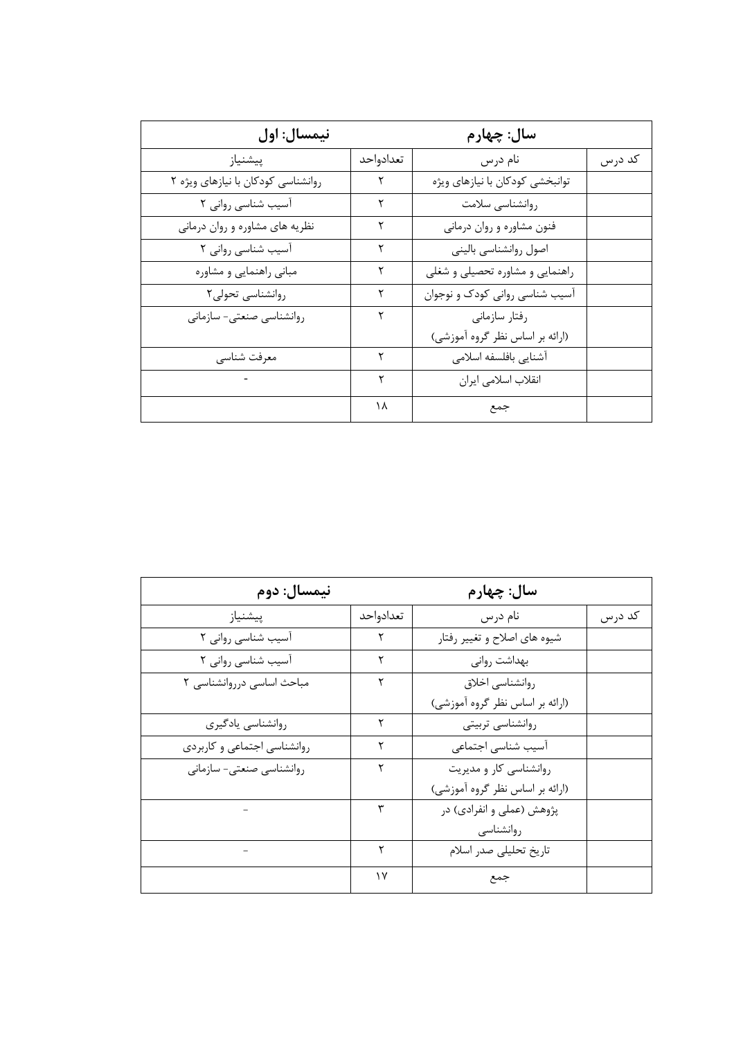| سال: چهارم | | نیمسال: اول | |
|---|---|---|---|
| کد درس | نام درس | تعدادواحد | پیشنیاز |
| | توانبخشی کودکان با نیازهای ویژه | ۲ | روانشناسی کودکان با نیازهای ویژه ۲ |
| | روانشناسی سلامت | ۲ | آسیب شناسی روانی ۲ |
| | فنون مشاوره و روان درمانی | ۲ | نظریه های مشاوره و روان درمانی |
| | اصول روانشناسی بالینی | ۲ | آسیب شناسی روانی ۲ |
| | راهنمایی و مشاوره تحصیلی و شغلی | ۲ | مبانی راهنمایی و مشاوره |
| | آسیب شناسی روانی کودک و نوجوان | ۲ | روانشناسی تحولی۲ |
| | رفتار سازمانی (ارائه بر اساس نظر گروه آموزشی) | ۲ | روانشناسی صنعتی- سازمانی |
| | آشنایی بافلسفه اسلامی | ۲ | معرفت شناسی |
| | انقلاب اسلامی ایران | ۲ | - |
| | جمع | ۱۸ | |

| سال: چهارم | | نیمسال: دوم | |
|---|---|---|---|
| کد درس | نام درس | تعدادواحد | پیشنیاز |
| | شیوه های اصلاح و تغییر رفتار | ۲ | آسیب شناسی روانی ۲ |
| | بهداشت روانی | ۲ | آسیب شناسی روانی ۲ |
| | روانشناسی اخلاق (ارائه بر اساس نظر گروه آموزشی) | ۲ | مباحث اساسی درروانشناسی ۲ |
| | روانشناسی تربیتی | ۲ | روانشناسی یادگیری |
| | آسیب شناسی اجتماعی | ۲ | روانشناسی اجتماعی و کاربردی |
| | روانشناسی کار و مدیریت (ارائه بر اساس نظر گروه آموزشی) | ۲ | روانشناسی صنعتی- سازمانی |
| | پژوهش (عملی و انفرادی) در روانشناسی | ۳ | - |
| | تاریخ تحلیلی صدر اسلام | ۲ | - |
| | جمع | ۱۷ | |